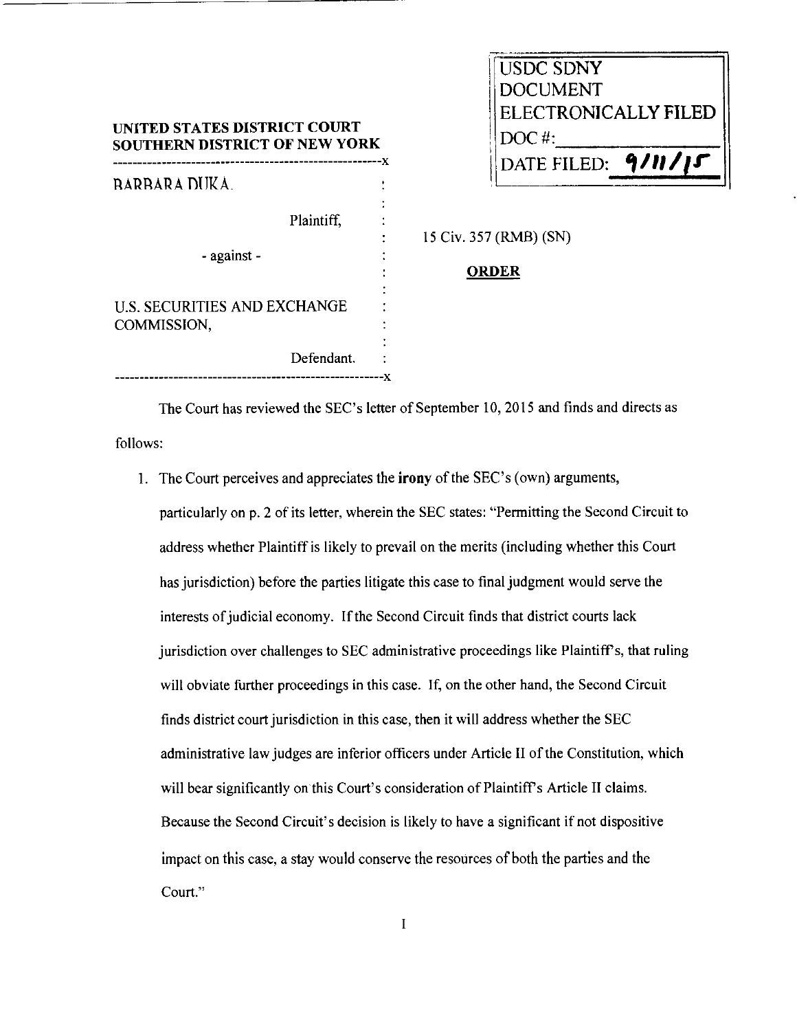| USDC SDNY |
| --- |
| DOCUMENT |
| ELECTRONICALLY FILED |
| DOC #: |
| DATE FILED: 9/11/15 |

**UNITED STATES DISTRICT COURT**
**SOUTHERN DISTRICT OF NEW YORK**

BARBARA DUKA,

Plaintiff,

- against -

U.S. SECURITIES AND EXCHANGE COMMISSION,

Defendant.

15 Civ. 357 (RMB) (SN)

**ORDER**

The Court has reviewed the SEC's letter of September 10, 2015 and finds and directs as follows:

1. The Court perceives and appreciates the **irony** of the SEC's (own) arguments, particularly on p. 2 of its letter, wherein the SEC states: "Permitting the Second Circuit to address whether Plaintiff is likely to prevail on the merits (including whether this Court has jurisdiction) before the parties litigate this case to final judgment would serve the interests of judicial economy. If the Second Circuit finds that district courts lack jurisdiction over challenges to SEC administrative proceedings like Plaintiff's, that ruling will obviate further proceedings in this case. If, on the other hand, the Second Circuit finds district court jurisdiction in this case, then it will address whether the SEC administrative law judges are inferior officers under Article II of the Constitution, which will bear significantly on this Court's consideration of Plaintiff's Article II claims. Because the Second Circuit's decision is likely to have a significant if not dispositive impact on this case, a stay would conserve the resources of both the parties and the Court."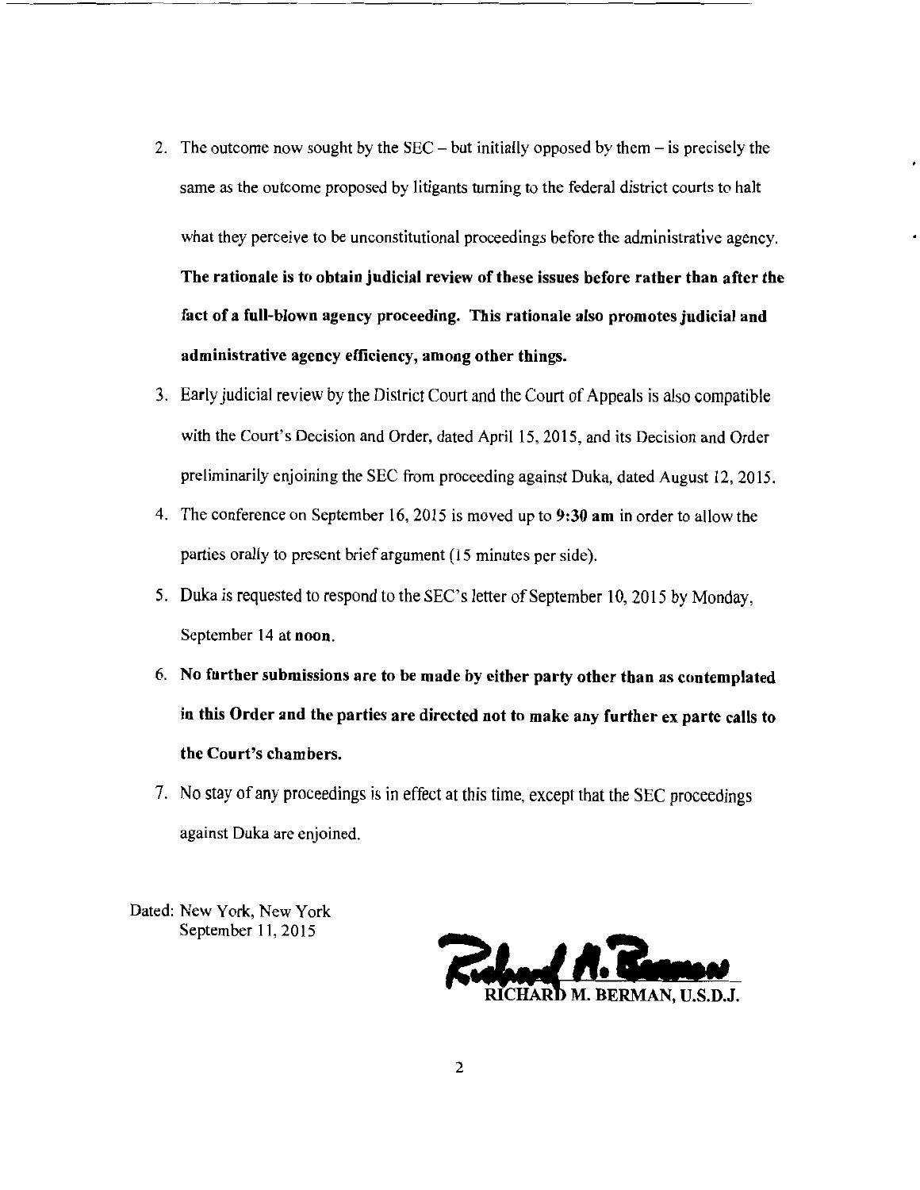2. The outcome now sought by the SEC – but initially opposed by them – is precisely the same as the outcome proposed by litigants turning to the federal district courts to halt what they perceive to be unconstitutional proceedings before the administrative agency. **The rationale is to obtain judicial review of these issues before rather than after the fact of a full-blown agency proceeding. This rationale also promotes judicial and administrative agency efficiency, among other things.**

3. Early judicial review by the District Court and the Court of Appeals is also compatible with the Court's Decision and Order, dated April 15, 2015, and its Decision and Order preliminarily enjoining the SEC from proceeding against Duka, dated August 12, 2015.

4. The conference on September 16, 2015 is moved up to **9:30 am** in order to allow the parties orally to present brief argument (15 minutes per side).

5. Duka is requested to respond to the SEC's letter of September 10, 2015 by Monday, September 14 at **noon**.

6. **No further submissions are to be made by either party other than as contemplated in this Order and the parties are directed not to make any further ex parte calls to the Court's chambers.**

7. No stay of any proceedings is in effect at this time, except that the SEC proceedings against Duka are enjoined.

Dated: New York, New York
September 11, 2015

RICHARD M. BERMAN, U.S.D.J.